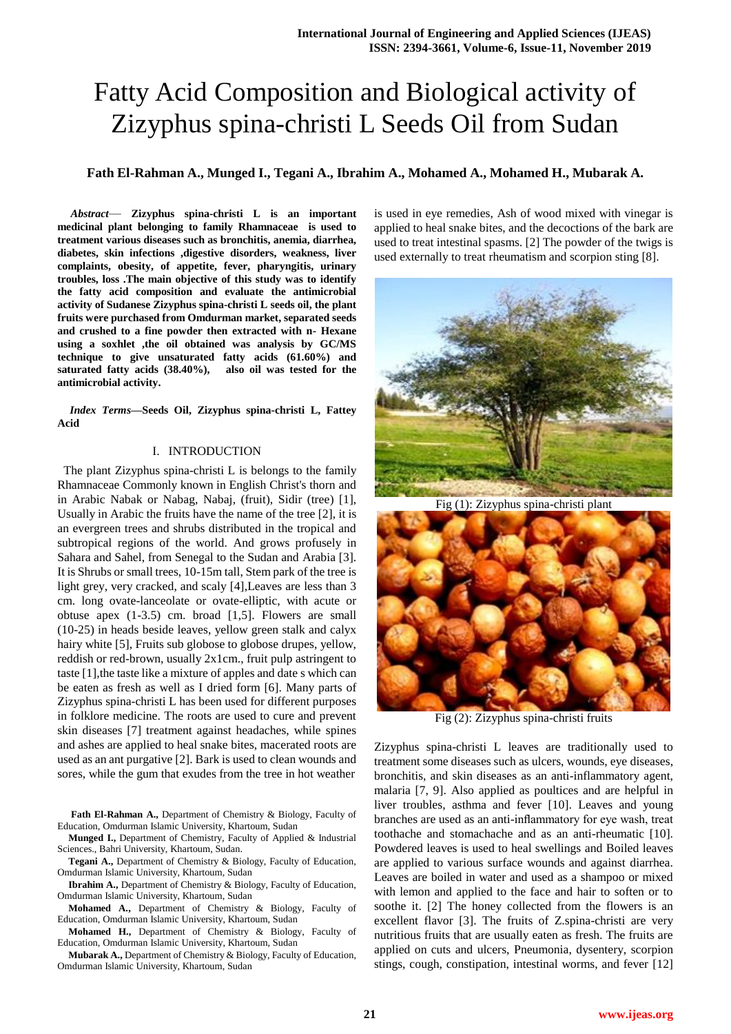# Fatty Acid Composition and Biological activity of Zizyphus spina-christi L Seeds Oil from Sudan

**Fath El-Rahman A., Munged I., Tegani A., Ibrahim A., Mohamed A., Mohamed H., Mubarak A.**

***Abstract*— Zizyphus spina-christi L is an important medicinal plant belonging to family Rhamnaceae is used to treatment various diseases such as bronchitis, anemia, diarrhea, diabetes, skin infections ,digestive disorders, weakness, liver complaints, obesity, of appetite, fever, pharyngitis, urinary troubles, loss .The main objective of this study was to identify the fatty acid composition and evaluate the antimicrobial activity of Sudanese Zizyphus spina-christi L seeds oil, the plant fruits were purchased from Omdurman market, separated seeds and crushed to a fine powder then extracted with n- Hexane using a soxhlet ,the oil obtained was analysis by GC/MS technique to give unsaturated fatty acids (61.60%) and saturated fatty acids (38.40%), also oil was tested for the antimicrobial activity.**

***Index Terms*—Seeds Oil, Zizyphus spina-christi L, Fattey Acid**

## I. INTRODUCTION

The plant Zizyphus spina-christi L is belongs to the family Rhamnaceae Commonly known in English Christ's thorn and in Arabic Nabak or Nabag, Nabaj, (fruit), Sidir (tree) [1], Usually in Arabic the fruits have the name of the tree [2], it is an evergreen trees and shrubs distributed in the tropical and subtropical regions of the world. And grows profusely in Sahara and Sahel, from Senegal to the Sudan and Arabia [3]. It is Shrubs or small trees, 10-15m tall, Stem park of the tree is light grey, very cracked, and scaly [4],Leaves are less than 3 cm. long ovate-lanceolate or ovate-elliptic, with acute or obtuse apex (1-3.5) cm. broad [1,5]. Flowers are small (10-25) in heads beside leaves, yellow green stalk and calyx hairy white [5], Fruits sub globose to globose drupes, yellow, reddish or red-brown, usually 2x1cm., fruit pulp astringent to taste [1],the taste like a mixture of apples and date s which can be eaten as fresh as well as I dried form [6]. Many parts of Zizyphus spina-christi L has been used for different purposes in folklore medicine. The roots are used to cure and prevent skin diseases [7] treatment against headaches, while spines and ashes are applied to heal snake bites, macerated roots are used as an ant purgative [2]. Bark is used to clean wounds and sores, while the gum that exudes from the tree in hot weather is used in eye remedies, Ash of wood mixed with vinegar is applied to heal snake bites, and the decoctions of the bark are used to treat intestinal spasms. [2] The powder of the twigs is used externally to treat rheumatism and scorpion sting [8].

Fig (1): Zizyphus spina-christi plant

Fig (2): Zizyphus spina-christi fruits

Zizyphus spina-christi L leaves are traditionally used to treatment some diseases such as ulcers, wounds, eye diseases, bronchitis, and skin diseases as an anti-inflammatory agent, malaria [7, 9]. Also applied as poultices and are helpful in liver troubles, asthma and fever [10]. Leaves and young branches are used as an anti-inflammatory for eye wash, treat toothache and stomachache and as an anti-rheumatic [10]. Powdered leaves is used to heal swellings and Boiled leaves are applied to various surface wounds and against diarrhea. Leaves are boiled in water and used as a shampoo or mixed with lemon and applied to the face and hair to soften or to soothe it. [2] The honey collected from the flowers is an excellent flavor [3]. The fruits of Z.spina-christi are very nutritious fruits that are usually eaten as fresh. The fruits are applied on cuts and ulcers, Pneumonia, dysentery, scorpion stings, cough, constipation, intestinal worms, and fever [12]

**Fath El-Rahman A.,** Department of Chemistry & Biology, Faculty of Education, Omdurman Islamic University, Khartoum, Sudan

**Munged I.,** Department of Chemistry, Faculty of Applied & Industrial Sciences., Bahri University, Khartoum, Sudan.

**Tegani A.,** Department of Chemistry & Biology, Faculty of Education, Omdurman Islamic University, Khartoum, Sudan

**Ibrahim A.,** Department of Chemistry & Biology, Faculty of Education, Omdurman Islamic University, Khartoum, Sudan

**Mohamed A.,** Department of Chemistry & Biology, Faculty of Education, Omdurman Islamic University, Khartoum, Sudan

**Mohamed H.,** Department of Chemistry & Biology, Faculty of Education, Omdurman Islamic University, Khartoum, Sudan

**Mubarak A.,** Department of Chemistry & Biology, Faculty of Education, Omdurman Islamic University, Khartoum, Sudan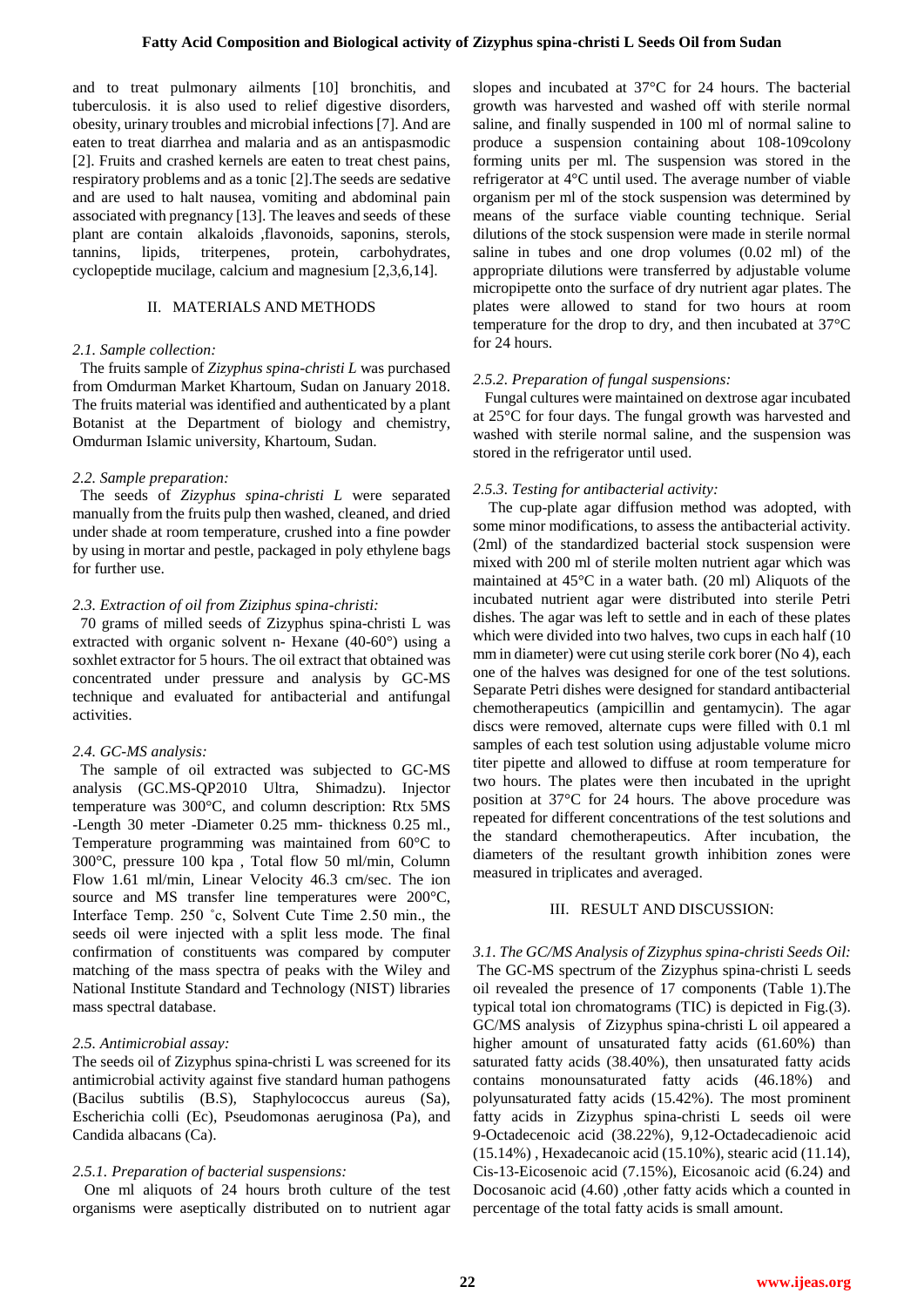and to treat pulmonary ailments [10] bronchitis, and tuberculosis. it is also used to relief digestive disorders, obesity, urinary troubles and microbial infections [7]. And are eaten to treat diarrhea and malaria and as an antispasmodic [2]. Fruits and crashed kernels are eaten to treat chest pains, respiratory problems and as a tonic [2].The seeds are sedative and are used to halt nausea, vomiting and abdominal pain associated with pregnancy [13]. The leaves and seeds of these plant are contain alkaloids ,flavonoids, saponins, sterols, tannins, lipids, triterpenes, protein, carbohydrates, cyclopeptide mucilage, calcium and magnesium [2,3,6,14].

## II. MATERIALS AND METHODS

### *2.1. Sample collection:*

The fruits sample of *Zizyphus spina-christi L* was purchased from Omdurman Market Khartoum, Sudan on January 2018. The fruits material was identified and authenticated by a plant Botanist at the Department of biology and chemistry, Omdurman Islamic university, Khartoum, Sudan.

### *2.2. Sample preparation:*

The seeds of *Zizyphus spina-christi L* were separated manually from the fruits pulp then washed, cleaned, and dried under shade at room temperature, crushed into a fine powder by using in mortar and pestle, packaged in poly ethylene bags for further use.

### *2.3. Extraction of oil from Ziziphus spina-christi:*

70 grams of milled seeds of Zizyphus spina-christi L was extracted with organic solvent n- Hexane (40-60°) using a soxhlet extractor for 5 hours. The oil extract that obtained was concentrated under pressure and analysis by GC-MS technique and evaluated for antibacterial and antifungal activities.

### *2.4. GC-MS analysis:*

The sample of oil extracted was subjected to GC-MS analysis (GC.MS-QP2010 Ultra, Shimadzu). Injector temperature was 300°C, and column description: Rtx 5MS -Length 30 meter -Diameter 0.25 mm- thickness 0.25 ml., Temperature programming was maintained from 60°C to 300°C, pressure 100 kpa , Total flow 50 ml/min, Column Flow 1.61 ml/min, Linear Velocity 46.3 cm/sec. The ion source and MS transfer line temperatures were 200°C, Interface Temp. 250 ˚c, Solvent Cute Time 2.50 min., the seeds oil were injected with a split less mode. The final confirmation of constituents was compared by computer matching of the mass spectra of peaks with the Wiley and National Institute Standard and Technology (NIST) libraries mass spectral database.

### *2.5. Antimicrobial assay:*

The seeds oil of Zizyphus spina-christi L was screened for its antimicrobial activity against five standard human pathogens (Bacilus subtilis (B.S), Staphylococcus aureus (Sa), Escherichia colli (Ec), Pseudomonas aeruginosa (Pa), and Candida albacans (Ca).

### *2.5.1. Preparation of bacterial suspensions:*

One ml aliquots of 24 hours broth culture of the test organisms were aseptically distributed on to nutrient agar slopes and incubated at 37°C for 24 hours. The bacterial growth was harvested and washed off with sterile normal saline, and finally suspended in 100 ml of normal saline to produce a suspension containing about 108-109colony forming units per ml. The suspension was stored in the refrigerator at 4°C until used. The average number of viable organism per ml of the stock suspension was determined by means of the surface viable counting technique. Serial dilutions of the stock suspension were made in sterile normal saline in tubes and one drop volumes (0.02 ml) of the appropriate dilutions were transferred by adjustable volume micropipette onto the surface of dry nutrient agar plates. The plates were allowed to stand for two hours at room temperature for the drop to dry, and then incubated at 37°C for 24 hours.

### *2.5.2. Preparation of fungal suspensions:*

Fungal cultures were maintained on dextrose agar incubated at 25°C for four days. The fungal growth was harvested and washed with sterile normal saline, and the suspension was stored in the refrigerator until used.

### *2.5.3. Testing for antibacterial activity:*

The cup-plate agar diffusion method was adopted, with some minor modifications, to assess the antibacterial activity. (2ml) of the standardized bacterial stock suspension were mixed with 200 ml of sterile molten nutrient agar which was maintained at 45°C in a water bath. (20 ml) Aliquots of the incubated nutrient agar were distributed into sterile Petri dishes. The agar was left to settle and in each of these plates which were divided into two halves, two cups in each half (10 mm in diameter) were cut using sterile cork borer (No 4), each one of the halves was designed for one of the test solutions. Separate Petri dishes were designed for standard antibacterial chemotherapeutics (ampicillin and gentamycin). The agar discs were removed, alternate cups were filled with 0.1 ml samples of each test solution using adjustable volume micro titer pipette and allowed to diffuse at room temperature for two hours. The plates were then incubated in the upright position at 37°C for 24 hours. The above procedure was repeated for different concentrations of the test solutions and the standard chemotherapeutics. After incubation, the diameters of the resultant growth inhibition zones were measured in triplicates and averaged.

## III. RESULT AND DISCUSSION:

### *3.1. The GC/MS Analysis of Zizyphus spina-christi Seeds Oil:*

The GC-MS spectrum of the Zizyphus spina-christi L seeds oil revealed the presence of 17 components (Table 1).The typical total ion chromatograms (TIC) is depicted in Fig.(3). GC/MS analysis of Zizyphus spina-christi L oil appeared a higher amount of unsaturated fatty acids (61.60%) than saturated fatty acids (38.40%), then unsaturated fatty acids contains monounsaturated fatty acids (46.18%) and polyunsaturated fatty acids (15.42%). The most prominent fatty acids in Zizyphus spina-christi L seeds oil were 9-Octadecenoic acid (38.22%), 9,12-Octadecadienoic acid (15.14%) , Hexadecanoic acid (15.10%), stearic acid (11.14), Cis-13-Eicosenoic acid (7.15%), Eicosanoic acid (6.24) and Docosanoic acid (4.60) ,other fatty acids which a counted in percentage of the total fatty acids is small amount.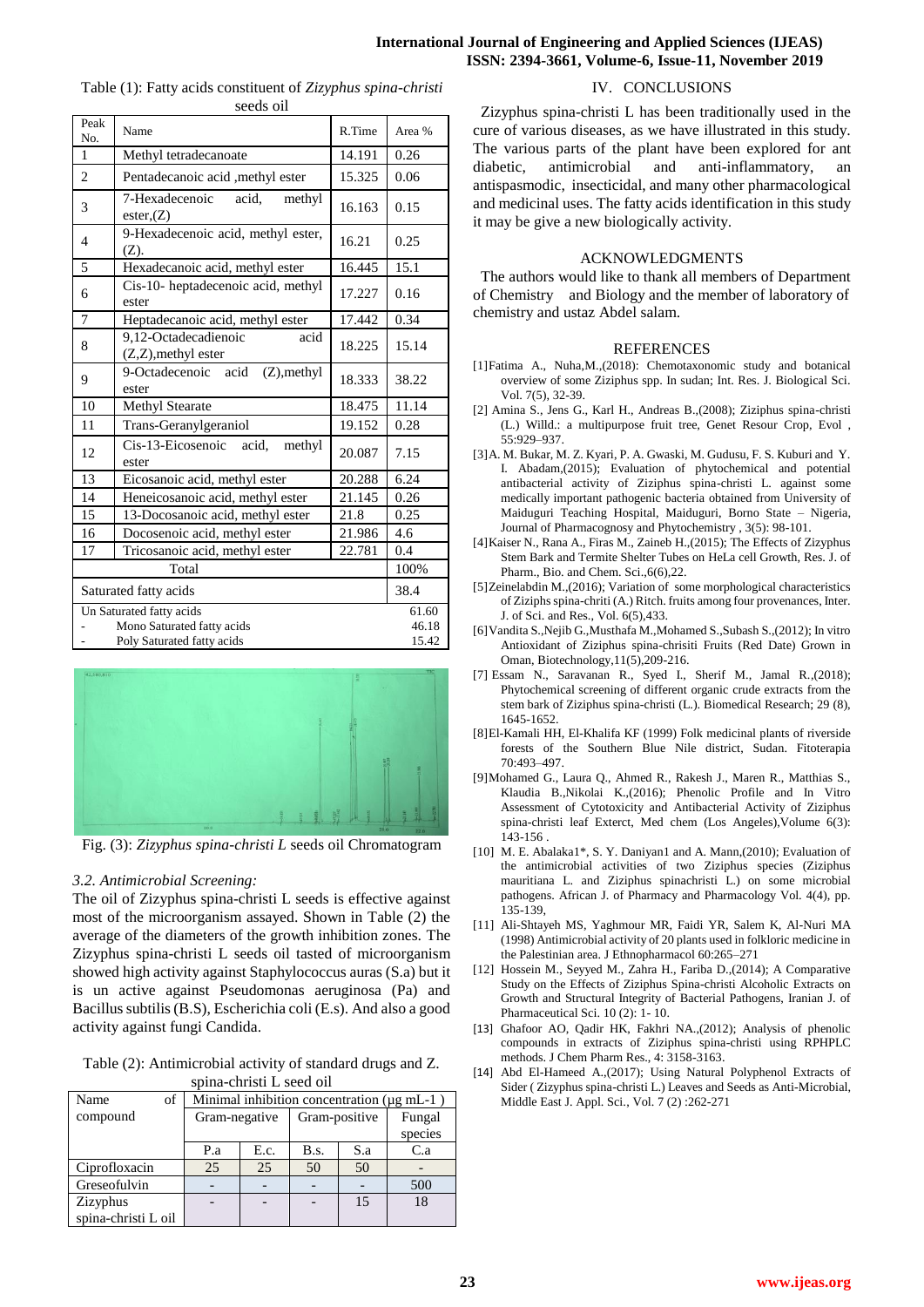Table (1): Fatty acids constituent of *Zizyphus spina-christi* seeds oil

| Peak No. | Name | R.Time | Area % |
|---|---|---|---|
| 1 | Methyl tetradecanoate | 14.191 | 0.26 |
| 2 | Pentadecanoic acid ,methyl ester | 15.325 | 0.06 |
| 3 | 7-Hexadecenoic acid, methyl ester,(Z) | 16.163 | 0.15 |
| 4 | 9-Hexadecenoic acid, methyl ester, (Z). | 16.21 | 0.25 |
| 5 | Hexadecanoic acid, methyl ester | 16.445 | 15.1 |
| 6 | Cis-10- heptadecenoic acid, methyl ester | 17.227 | 0.16 |
| 7 | Heptadecanoic acid, methyl ester | 17.442 | 0.34 |
| 8 | 9,12-Octadecadienoic acid (Z,Z),methyl ester | 18.225 | 15.14 |
| 9 | 9-Octadecenoic acid (Z),methyl ester | 18.333 | 38.22 |
| 10 | Methyl Stearate | 18.475 | 11.14 |
| 11 | Trans-Geranylgeraniol | 19.152 | 0.28 |
| 12 | Cis-13-Eicosenoic acid, methyl ester | 20.087 | 7.15 |
| 13 | Eicosanoic acid, methyl ester | 20.288 | 6.24 |
| 14 | Heneicosanoic acid, methyl ester | 21.145 | 0.26 |
| 15 | 13-Docosanoic acid, methyl ester | 21.8 | 0.25 |
| 16 | Docosenoic acid, methyl ester | 21.986 | 4.6 |
| 17 | Tricosanoic acid, methyl ester | 22.781 | 0.4 |
| Total | | | 100% |
| Saturated fatty acids | | | 38.4 |
| Un Saturated fatty acids | | | 61.60 |
| - Mono Saturated fatty acids | | | 46.18 |
| - Poly Saturated fatty acids | | | 15.42 |

Fig. (3): *Zizyphus spina-christi L* seeds oil Chromatogram

### 3.2. Antimicrobial Screening:

The oil of Zizyphus spina-christi L seeds is effective against most of the microorganism assayed. Shown in Table (2) the average of the diameters of the growth inhibition zones. The Zizyphus spina-christi L seeds oil tasted of microorganism showed high activity against Staphylococcus auras (S.a) but it is un active against Pseudomonas aeruginosa (Pa) and Bacillus subtilis (B.S), Escherichia coli (E.s). And also a good activity against fungi Candida.

Table (2): Antimicrobial activity of standard drugs and Z. spina-christi L seed oil

| Name of compound | Minimal inhibition concentration (µg mL-1 ) | | | | |
|---|---|---|---|---|---|
| | Gram-negative | | Gram-positive | | Fungal species |
| | P.a | E.c. | B.s. | S.a | C.a |
| Ciprofloxacin | 25 | 25 | 50 | 50 | - |
| Greseofulvin | - | - | - | - | 500 |
| Zizyphus spina-christi L oil | - | - | - | 15 | 18 |

## IV. CONCLUSIONS

Zizyphus spina-christi L has been traditionally used in the cure of various diseases, as we have illustrated in this study. The various parts of the plant have been explored for ant diabetic, antimicrobial and anti-inflammatory, an antispasmodic, insecticidal, and many other pharmacological and medicinal uses. The fatty acids identification in this study it may be give a new biologically activity.

## ACKNOWLEDGMENTS

The authors would like to thank all members of Department of Chemistry and Biology and the member of laboratory of chemistry and ustaz Abdel salam.

## REFERENCES

[1]Fatima A., Nuha,M.,(2018): Chemotaxonomic study and botanical overview of some Ziziphus spp. In sudan; Int. Res. J. Biological Sci. Vol. 7(5), 32-39.

[2] Amina S., Jens G., Karl H., Andreas B.,(2008); Ziziphus spina-christi (L.) Willd.: a multipurpose fruit tree, Genet Resour Crop, Evol , 55:929–937.

[3]A. M. Bukar, M. Z. Kyari, P. A. Gwaski, M. Gudusu, F. S. Kuburi and Y. I. Abadam,(2015); Evaluation of phytochemical and potential antibacterial activity of Ziziphus spina-christi L. against some medically important pathogenic bacteria obtained from University of Maiduguri Teaching Hospital, Maiduguri, Borno State – Nigeria, Journal of Pharmacognosy and Phytochemistry , 3(5): 98-101.

[4]Kaiser N., Rana A., Firas M., Zaineb H.,(2015); The Effects of Zizyphus Stem Bark and Termite Shelter Tubes on HeLa cell Growth, Res. J. of Pharm., Bio. and Chem. Sci.,6(6),22.

[5]Zeinelabdin M.,(2016); Variation of some morphological characteristics of Ziziphs spina-chriti (A.) Ritch. fruits among four provenances, Inter. J. of Sci. and Res., Vol. 6(5),433.

[6]Vandita S.,Nejib G.,Musthafa M.,Mohamed S.,Subash S.,(2012); In vitro Antioxidant of Ziziphus spina-chrisiti Fruits (Red Date) Grown in Oman, Biotechnology,11(5),209-216.

[7] Essam N., Saravanan R., Syed I., Sherif M., Jamal R.,(2018); Phytochemical screening of different organic crude extracts from the stem bark of Ziziphus spina-christi (L.). Biomedical Research; 29 (8), 1645-1652.

[8]El-Kamali HH, El-Khalifa KF (1999) Folk medicinal plants of riverside forests of the Southern Blue Nile district, Sudan. Fitoterapia 70:493–497.

[9]Mohamed G., Laura Q., Ahmed R., Rakesh J., Maren R., Matthias S., Klaudia B.,Nikolai K.,(2016); Phenolic Profile and In Vitro Assessment of Cytotoxicity and Antibacterial Activity of Ziziphus spina-christi leaf Exterct, Med chem (Los Angeles),Volume 6(3): 143-156 .

[10] M. E. Abalaka1*, S. Y. Daniyan1 and A. Mann,(2010); Evaluation of the antimicrobial activities of two Ziziphus species (Ziziphus mauritiana L. and Ziziphus spinachristi L.) on some microbial pathogens. African J. of Pharmacy and Pharmacology Vol. 4(4), pp. 135-139,

[11] Ali-Shtayeh MS, Yaghmour MR, Faidi YR, Salem K, Al-Nuri MA (1998) Antimicrobial activity of 20 plants used in folkloric medicine in the Palestinian area. J Ethnopharmacol 60:265–271

[12] Hossein M., Seyyed M., Zahra H., Fariba D.,(2014); A Comparative Study on the Effects of Ziziphus Spina-christi Alcoholic Extracts on Growth and Structural Integrity of Bacterial Pathogens, Iranian J. of Pharmaceutical Sci. 10 (2): 1- 10.

[13] Ghafoor AO, Qadir HK, Fakhri NA.,(2012); Analysis of phenolic compounds in extracts of Ziziphus spina-christi using RPHPLC methods. J Chem Pharm Res., 4: 3158-3163.

[14] Abd El-Hameed A.,(2017); Using Natural Polyphenol Extracts of Sider ( Zizyphus spina-christi L.) Leaves and Seeds as Anti-Microbial, Middle East J. Appl. Sci., Vol. 7 (2) :262-271